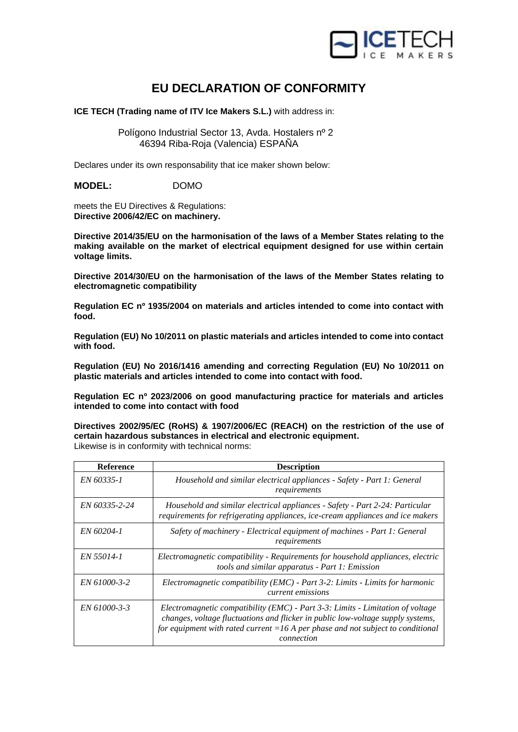# EU DECLARATION OF CONFORMITY

**ICE TECH (Trading name of ITV Ice Makers S.L.)** with address in:

Polígono Industrial Sector 13, Avda. Hostalers nº 2
46394 Riba-Roja (Valencia) ESPAÑA

Declares under its own responsability that ice maker shown below:

**MODEL:** DOMO

meets the EU Directives & Regulations:
**Directive 2006/42/EC on machinery.**

**Directive 2014/35/EU on the harmonisation of the laws of a Member States relating to the making available on the market of electrical equipment designed for use within certain voltage limits.**

**Directive 2014/30/EU on the harmonisation of the laws of the Member States relating to electromagnetic compatibility**

**Regulation EC nº 1935/2004 on materials and articles intended to come into contact with food.**

**Regulation (EU) No 10/2011 on plastic materials and articles intended to come into contact with food.**

**Regulation (EU) No 2016/1416 amending and correcting Regulation (EU) No 10/2011 on plastic materials and articles intended to come into contact with food.**

**Regulation EC nº 2023/2006 on good manufacturing practice for materials and articles intended to come into contact with food**

**Directives 2002/95/EC (RoHS) & 1907/2006/EC (REACH) on the restriction of the use of certain hazardous substances in electrical and electronic equipment.**
Likewise is in conformity with technical norms:

| Reference | Description |
|---|---|
| *EN 60335-1* | *Household and similar electrical appliances - Safety - Part 1: General requirements* |
| *EN 60335-2-24* | *Household and similar electrical appliances - Safety - Part 2-24: Particular requirements for refrigerating appliances, ice-cream appliances and ice makers* |
| *EN 60204-1* | *Safety of machinery - Electrical equipment of machines - Part 1: General requirements* |
| *EN 55014-1* | *Electromagnetic compatibility - Requirements for household appliances, electric tools and similar apparatus - Part 1: Emission* |
| *EN 61000-3-2* | *Electromagnetic compatibility (EMC) - Part 3-2: Limits - Limits for harmonic current emissions* |
| *EN 61000-3-3* | *Electromagnetic compatibility (EMC) - Part 3-3: Limits - Limitation of voltage changes, voltage fluctuations and flicker in public low-voltage supply systems, for equipment with rated current =16 A per phase and not subject to conditional connection* |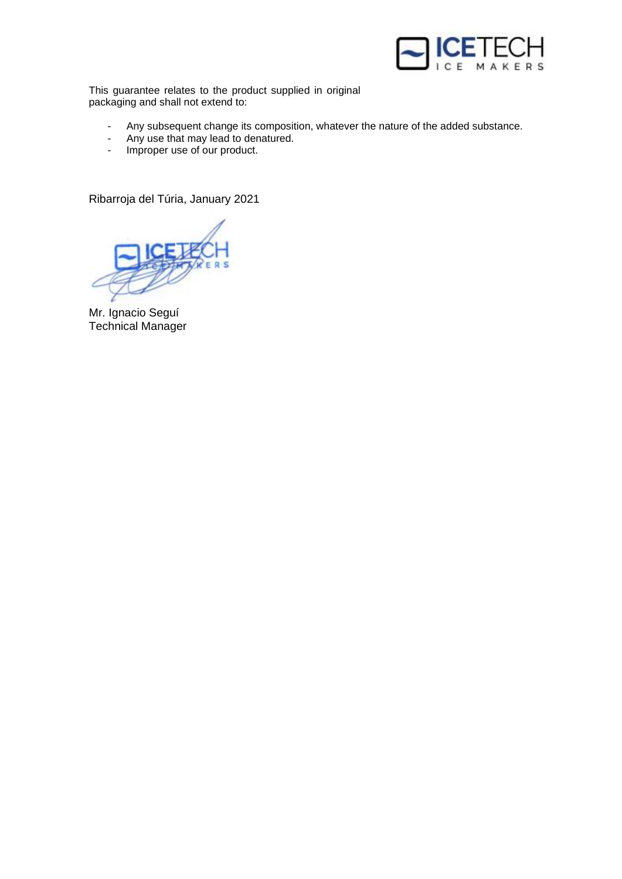This guarantee relates to the product supplied in original packaging and shall not extend to:

- Any subsequent change its composition, whatever the nature of the added substance.
- Any use that may lead to denatured.
- Improper use of our product.

Ribarroja del Túria, January 2021

Mr. Ignacio Seguí
Technical Manager